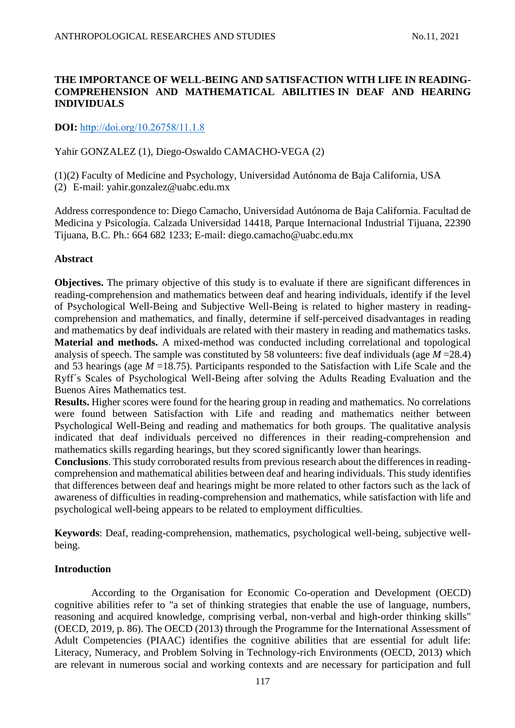# THE IMPORTANCE OF WELL-BEING AND SATISFACTION WITH LIFE IN READING-COMPREHENSION AND MATHEMATICAL ABILITIES IN DEAF AND HEARING INDIVIDUALS

**DOI:** http://doi.org/10.26758/11.1.8

Yahir GONZALEZ (1), Diego-Oswaldo CAMACHO-VEGA (2)

(1)(2) Faculty of Medicine and Psychology, Universidad Autónoma de Baja California, USA
(2) E-mail: yahir.gonzalez@uabc.edu.mx

Address correspondence to: Diego Camacho, Universidad Autónoma de Baja California. Facultad de Medicina y Psicología. Calzada Universidad 14418, Parque Internacional Industrial Tijuana, 22390 Tijuana, B.C. Ph.: 664 682 1233; E-mail: diego.camacho@uabc.edu.mx

## Abstract

**Objectives.** The primary objective of this study is to evaluate if there are significant differences in reading-comprehension and mathematics between deaf and hearing individuals, identify if the level of Psychological Well-Being and Subjective Well-Being is related to higher mastery in reading-comprehension and mathematics, and finally, determine if self-perceived disadvantages in reading and mathematics by deaf individuals are related with their mastery in reading and mathematics tasks.
**Material and methods.** A mixed-method was conducted including correlational and topological analysis of speech. The sample was constituted by 58 volunteers: five deaf individuals (age $M = 28.4$) and 53 hearings (age $M = 18.75$). Participants responded to the Satisfaction with Life Scale and the Ryff´s Scales of Psychological Well-Being after solving the Adults Reading Evaluation and the Buenos Aires Mathematics test.
**Results.** Higher scores were found for the hearing group in reading and mathematics. No correlations were found between Satisfaction with Life and reading and mathematics neither between Psychological Well-Being and reading and mathematics for both groups. The qualitative analysis indicated that deaf individuals perceived no differences in their reading-comprehension and mathematics skills regarding hearings, but they scored significantly lower than hearings.
**Conclusions**. This study corroborated results from previous research about the differences in reading-comprehension and mathematical abilities between deaf and hearing individuals. This study identifies that differences between deaf and hearings might be more related to other factors such as the lack of awareness of difficulties in reading-comprehension and mathematics, while satisfaction with life and psychological well-being appears to be related to employment difficulties.

**Keywords**: Deaf, reading-comprehension, mathematics, psychological well-being, subjective well-being.

## Introduction

According to the Organisation for Economic Co-operation and Development (OECD) cognitive abilities refer to "a set of thinking strategies that enable the use of language, numbers, reasoning and acquired knowledge, comprising verbal, non-verbal and high-order thinking skills" (OECD, 2019, p. 86). The OECD (2013) through the Programme for the International Assessment of Adult Competencies (PIAAC) identifies the cognitive abilities that are essential for adult life: Literacy, Numeracy, and Problem Solving in Technology-rich Environments (OECD, 2013) which are relevant in numerous social and working contexts and are necessary for participation and full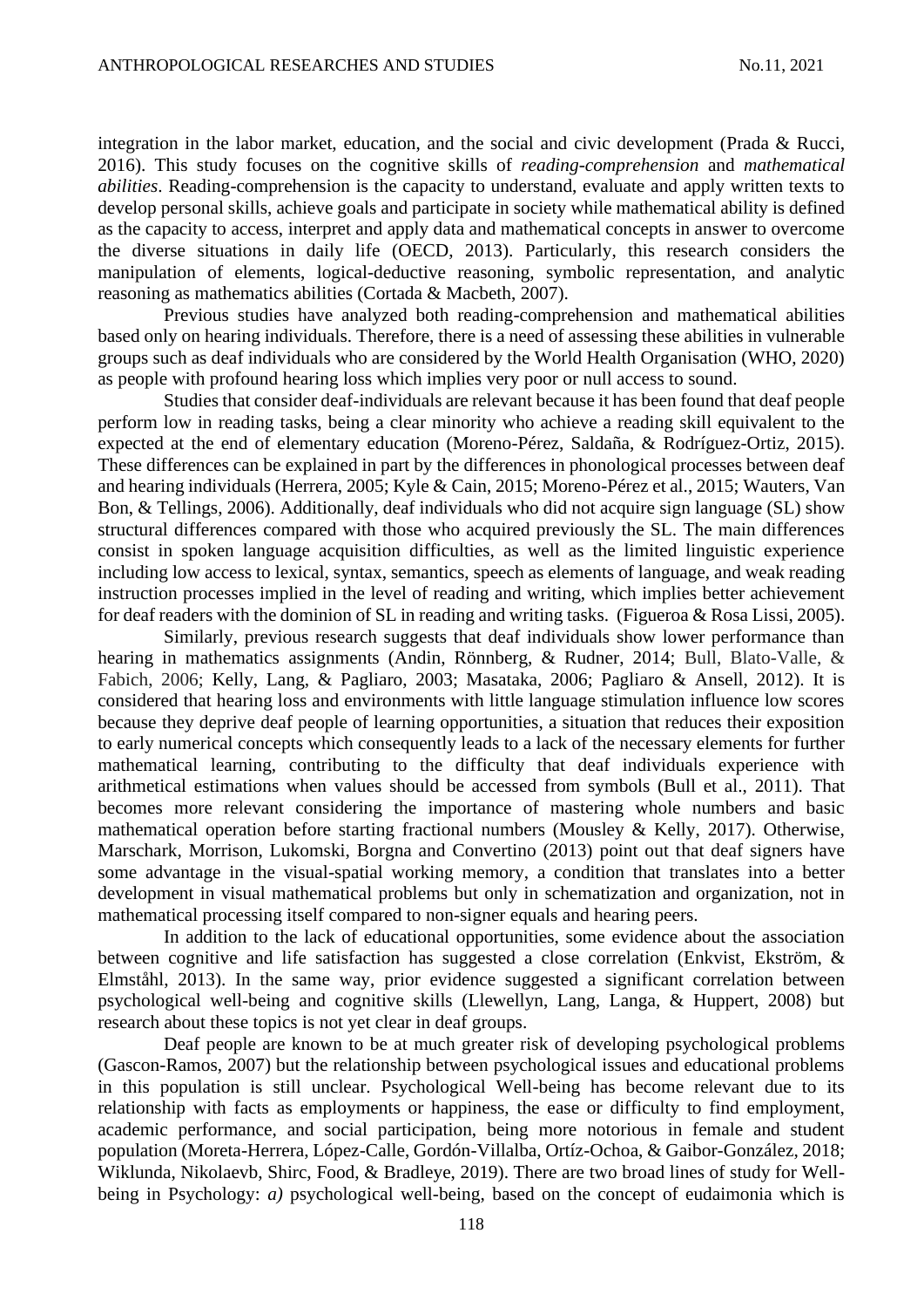integration in the labor market, education, and the social and civic development (Prada & Rucci, 2016). This study focuses on the cognitive skills of *reading-comprehension* and *mathematical abilities*. Reading-comprehension is the capacity to understand, evaluate and apply written texts to develop personal skills, achieve goals and participate in society while mathematical ability is defined as the capacity to access, interpret and apply data and mathematical concepts in answer to overcome the diverse situations in daily life (OECD, 2013). Particularly, this research considers the manipulation of elements, logical-deductive reasoning, symbolic representation, and analytic reasoning as mathematics abilities (Cortada & Macbeth, 2007).

Previous studies have analyzed both reading-comprehension and mathematical abilities based only on hearing individuals. Therefore, there is a need of assessing these abilities in vulnerable groups such as deaf individuals who are considered by the World Health Organisation (WHO, 2020) as people with profound hearing loss which implies very poor or null access to sound.

Studies that consider deaf-individuals are relevant because it has been found that deaf people perform low in reading tasks, being a clear minority who achieve a reading skill equivalent to the expected at the end of elementary education (Moreno-Pérez, Saldaña, & Rodríguez-Ortiz, 2015). These differences can be explained in part by the differences in phonological processes between deaf and hearing individuals (Herrera, 2005; Kyle & Cain, 2015; Moreno-Pérez et al., 2015; Wauters, Van Bon, & Tellings, 2006). Additionally, deaf individuals who did not acquire sign language (SL) show structural differences compared with those who acquired previously the SL. The main differences consist in spoken language acquisition difficulties, as well as the limited linguistic experience including low access to lexical, syntax, semantics, speech as elements of language, and weak reading instruction processes implied in the level of reading and writing, which implies better achievement for deaf readers with the dominion of SL in reading and writing tasks. (Figueroa & Rosa Lissi, 2005).

Similarly, previous research suggests that deaf individuals show lower performance than hearing in mathematics assignments (Andin, Rönnberg, & Rudner, 2014; Bull, Blato-Valle, & Fabich, 2006; Kelly, Lang, & Pagliaro, 2003; Masataka, 2006; Pagliaro & Ansell, 2012). It is considered that hearing loss and environments with little language stimulation influence low scores because they deprive deaf people of learning opportunities, a situation that reduces their exposition to early numerical concepts which consequently leads to a lack of the necessary elements for further mathematical learning, contributing to the difficulty that deaf individuals experience with arithmetical estimations when values should be accessed from symbols (Bull et al., 2011). That becomes more relevant considering the importance of mastering whole numbers and basic mathematical operation before starting fractional numbers (Mousley & Kelly, 2017). Otherwise, Marschark, Morrison, Lukomski, Borgna and Convertino (2013) point out that deaf signers have some advantage in the visual-spatial working memory, a condition that translates into a better development in visual mathematical problems but only in schematization and organization, not in mathematical processing itself compared to non-signer equals and hearing peers.

In addition to the lack of educational opportunities, some evidence about the association between cognitive and life satisfaction has suggested a close correlation (Enkvist, Ekström, & Elmståhl, 2013). In the same way, prior evidence suggested a significant correlation between psychological well-being and cognitive skills (Llewellyn, Lang, Langa, & Huppert, 2008) but research about these topics is not yet clear in deaf groups.

Deaf people are known to be at much greater risk of developing psychological problems (Gascon-Ramos, 2007) but the relationship between psychological issues and educational problems in this population is still unclear. Psychological Well-being has become relevant due to its relationship with facts as employments or happiness, the ease or difficulty to find employment, academic performance, and social participation, being more notorious in female and student population (Moreta-Herrera, López-Calle, Gordón-Villalba, Ortíz-Ochoa, & Gaibor-González, 2018; Wiklunda, Nikolaevb, Shirc, Food, & Bradleye, 2019). There are two broad lines of study for Well-being in Psychology: *a)* psychological well-being, based on the concept of eudaimonia which is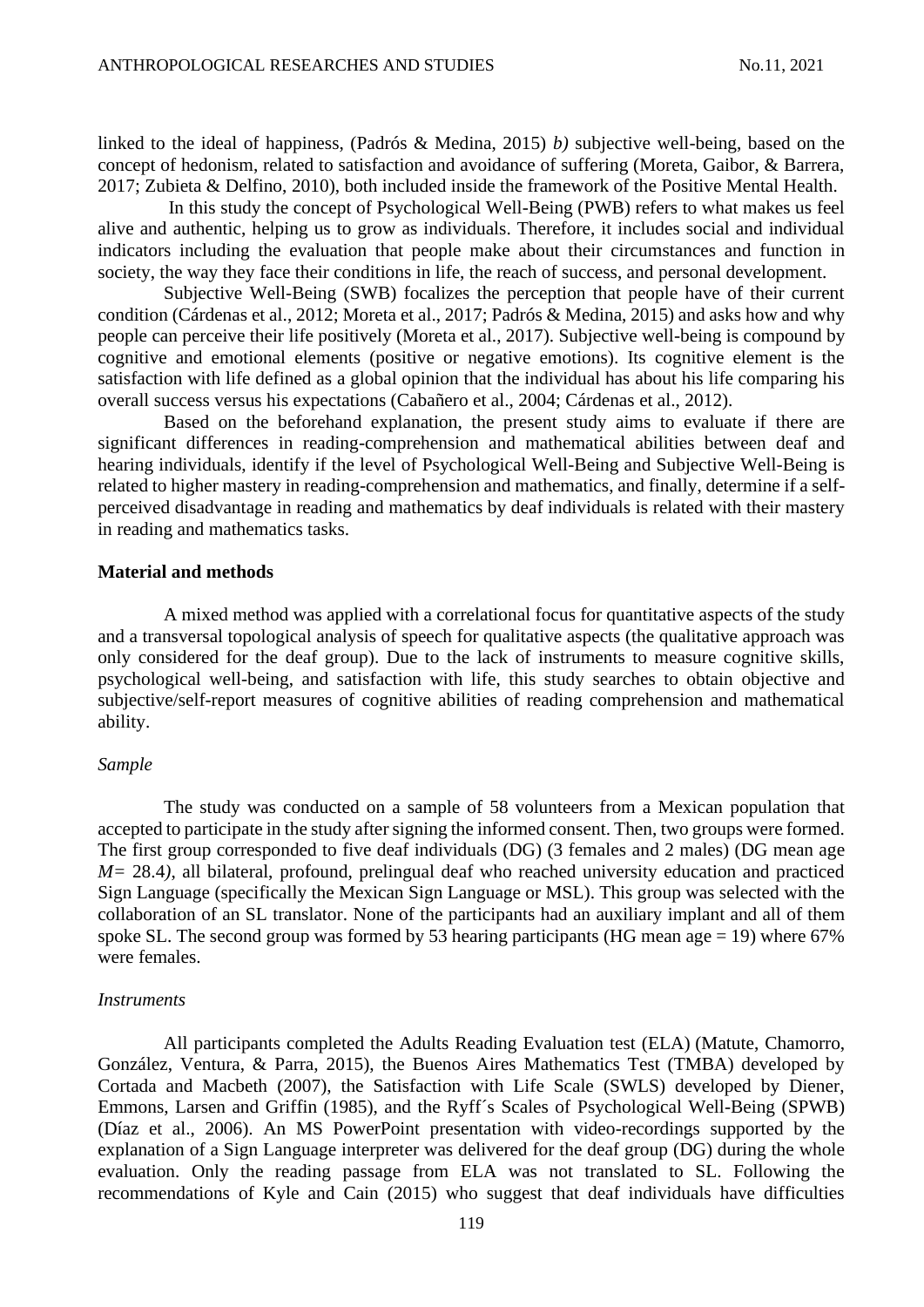linked to the ideal of happiness, (Padrós & Medina, 2015) *b)* subjective well-being, based on the concept of hedonism, related to satisfaction and avoidance of suffering (Moreta, Gaibor, & Barrera, 2017; Zubieta & Delfino, 2010), both included inside the framework of the Positive Mental Health.

In this study the concept of Psychological Well-Being (PWB) refers to what makes us feel alive and authentic, helping us to grow as individuals. Therefore, it includes social and individual indicators including the evaluation that people make about their circumstances and function in society, the way they face their conditions in life, the reach of success, and personal development.

Subjective Well-Being (SWB) focalizes the perception that people have of their current condition (Cárdenas et al., 2012; Moreta et al., 2017; Padrós & Medina, 2015) and asks how and why people can perceive their life positively (Moreta et al., 2017). Subjective well-being is compound by cognitive and emotional elements (positive or negative emotions). Its cognitive element is the satisfaction with life defined as a global opinion that the individual has about his life comparing his overall success versus his expectations (Cabañero et al., 2004; Cárdenas et al., 2012).

Based on the beforehand explanation, the present study aims to evaluate if there are significant differences in reading-comprehension and mathematical abilities between deaf and hearing individuals, identify if the level of Psychological Well-Being and Subjective Well-Being is related to higher mastery in reading-comprehension and mathematics, and finally, determine if a self-perceived disadvantage in reading and mathematics by deaf individuals is related with their mastery in reading and mathematics tasks.

## Material and methods

A mixed method was applied with a correlational focus for quantitative aspects of the study and a transversal topological analysis of speech for qualitative aspects (the qualitative approach was only considered for the deaf group). Due to the lack of instruments to measure cognitive skills, psychological well-being, and satisfaction with life, this study searches to obtain objective and subjective/self-report measures of cognitive abilities of reading comprehension and mathematical ability.

### *Sample*

The study was conducted on a sample of 58 volunteers from a Mexican population that accepted to participate in the study after signing the informed consent. Then, two groups were formed. The first group corresponded to five deaf individuals (DG) (3 females and 2 males) (DG mean age *M=* 28.4*)*, all bilateral, profound, prelingual deaf who reached university education and practiced Sign Language (specifically the Mexican Sign Language or MSL). This group was selected with the collaboration of an SL translator. None of the participants had an auxiliary implant and all of them spoke SL. The second group was formed by 53 hearing participants (HG mean age = 19) where 67% were females.

### *Instruments*

All participants completed the Adults Reading Evaluation test (ELA) (Matute, Chamorro, González, Ventura, & Parra, 2015), the Buenos Aires Mathematics Test (TMBA) developed by Cortada and Macbeth (2007), the Satisfaction with Life Scale (SWLS) developed by Diener, Emmons, Larsen and Griffin (1985), and the Ryff´s Scales of Psychological Well-Being (SPWB) (Díaz et al., 2006). An MS PowerPoint presentation with video-recordings supported by the explanation of a Sign Language interpreter was delivered for the deaf group (DG) during the whole evaluation. Only the reading passage from ELA was not translated to SL. Following the recommendations of Kyle and Cain (2015) who suggest that deaf individuals have difficulties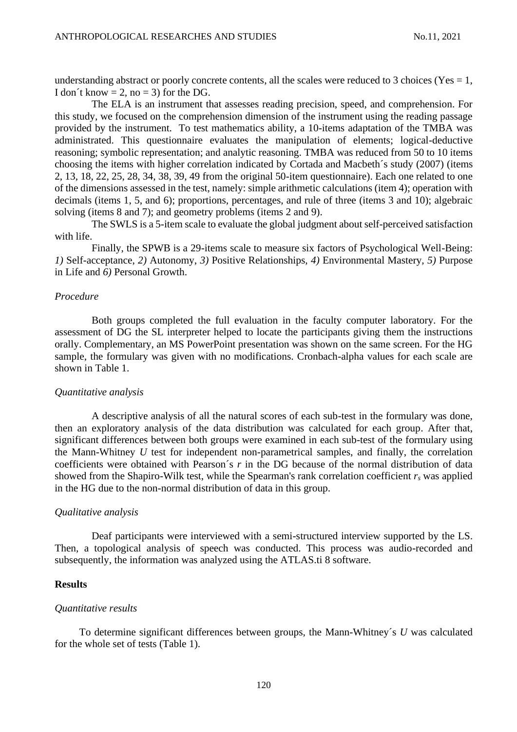understanding abstract or poorly concrete contents, all the scales were reduced to 3 choices (Yes = 1, I don´t know = 2, no = 3) for the DG.

The ELA is an instrument that assesses reading precision, speed, and comprehension. For this study, we focused on the comprehension dimension of the instrument using the reading passage provided by the instrument. To test mathematics ability, a 10-items adaptation of the TMBA was administrated. This questionnaire evaluates the manipulation of elements; logical-deductive reasoning; symbolic representation; and analytic reasoning. TMBA was reduced from 50 to 10 items choosing the items with higher correlation indicated by Cortada and Macbeth´s study (2007) (items 2, 13, 18, 22, 25, 28, 34, 38, 39, 49 from the original 50-item questionnaire). Each one related to one of the dimensions assessed in the test, namely: simple arithmetic calculations (item 4); operation with decimals (items 1, 5, and 6); proportions, percentages, and rule of three (items 3 and 10); algebraic solving (items 8 and 7); and geometry problems (items 2 and 9).

The SWLS is a 5-item scale to evaluate the global judgment about self-perceived satisfaction with life.

Finally, the SPWB is a 29-items scale to measure six factors of Psychological Well-Being: *1)* Self-acceptance, *2)* Autonomy, *3)* Positive Relationships, *4)* Environmental Mastery, *5)* Purpose in Life and *6)* Personal Growth.

*Procedure*

Both groups completed the full evaluation in the faculty computer laboratory. For the assessment of DG the SL interpreter helped to locate the participants giving them the instructions orally. Complementary, an MS PowerPoint presentation was shown on the same screen. For the HG sample, the formulary was given with no modifications. Cronbach-alpha values for each scale are shown in Table 1.

*Quantitative analysis*

A descriptive analysis of all the natural scores of each sub-test in the formulary was done, then an exploratory analysis of the data distribution was calculated for each group. After that, significant differences between both groups were examined in each sub-test of the formulary using the Mann-Whitney $U$ test for independent non-parametrical samples, and finally, the correlation coefficients were obtained with Pearson´s $r$ in the DG because of the normal distribution of data showed from the Shapiro-Wilk test, while the Spearman's rank correlation coefficient $r_s$ was applied in the HG due to the non-normal distribution of data in this group.

*Qualitative analysis*

Deaf participants were interviewed with a semi-structured interview supported by the LS. Then, a topological analysis of speech was conducted. This process was audio-recorded and subsequently, the information was analyzed using the ATLAS.ti 8 software.

**Results**

*Quantitative results*

To determine significant differences between groups, the Mann-Whitney´s $U$ was calculated for the whole set of tests (Table 1).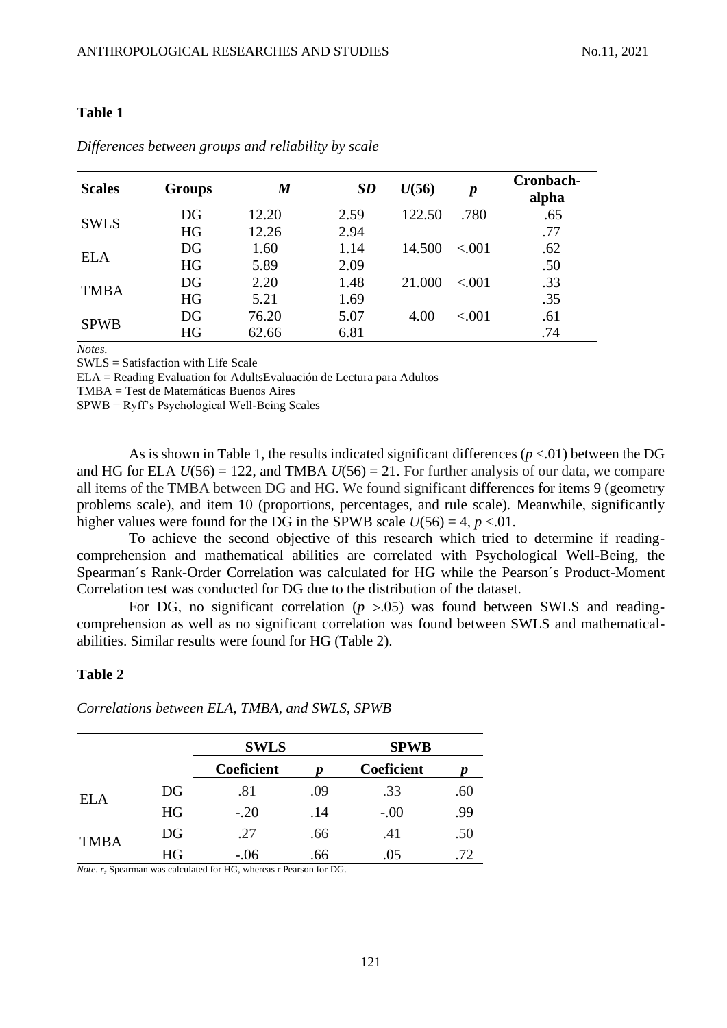**Table 1**

*Differences between groups and reliability by scale*

| Scales | Groups | *M* | *SD* | *U*(56) | *p* | Cronbach-alpha |
|---|---|---|---|---|---|---|
| SWLS | DG | 12.20 | 2.59 | 122.50 | .780 | .65 |
| | HG | 12.26 | 2.94 | | | .77 |
| ELA | DG | 1.60 | 1.14 | 14.500 | <.001 | .62 |
| | HG | 5.89 | 2.09 | | | .50 |
| TMBA | DG | 2.20 | 1.48 | 21.000 | <.001 | .33 |
| | HG | 5.21 | 1.69 | | | .35 |
| SPWB | DG | 76.20 | 5.07 | 4.00 | <.001 | .61 |
| | HG | 62.66 | 6.81 | | | .74 |

*Notes.*
SWLS = Satisfaction with Life Scale
ELA = Reading Evaluation for AdultsEvaluación de Lectura para Adultos
TMBA = Test de Matemáticas Buenos Aires
SPWB = Ryff's Psychological Well-Being Scales

As is shown in Table 1, the results indicated significant differences ($p$ <.01) between the DG and HG for ELA $U(56) = 122$, and TMBA $U(56) = 21$. For further analysis of our data, we compare all items of the TMBA between DG and HG. We found significant differences for items 9 (geometry problems scale), and item 10 (proportions, percentages, and rule scale). Meanwhile, significantly higher values were found for the DG in the SPWB scale $U(56) = 4$, $p$ <.01.

To achieve the second objective of this research which tried to determine if reading-comprehension and mathematical abilities are correlated with Psychological Well-Being, the Spearman´s Rank-Order Correlation was calculated for HG while the Pearson´s Product-Moment Correlation test was conducted for DG due to the distribution of the dataset.

For DG, no significant correlation ($p$ >.05) was found between SWLS and reading-comprehension as well as no significant correlation was found between SWLS and mathematical-abilities. Similar results were found for HG (Table 2).

**Table 2**

*Correlations between ELA, TMBA, and SWLS, SPWB*

| | | SWLS | | SPWB | |
|---|---|---|---|---|---|
| | | Coeficient | *p* | Coeficient | *p* |
| ELA | DG | .81 | .09 | .33 | .60 |
| | HG | -.20 | .14 | -.00 | .99 |
| TMBA | DG | .27 | .66 | .41 | .50 |
| | HG | -.06 | .66 | .05 | .72 |

*Note*. $r_s$ Spearman was calculated for HG, whereas r Pearson for DG.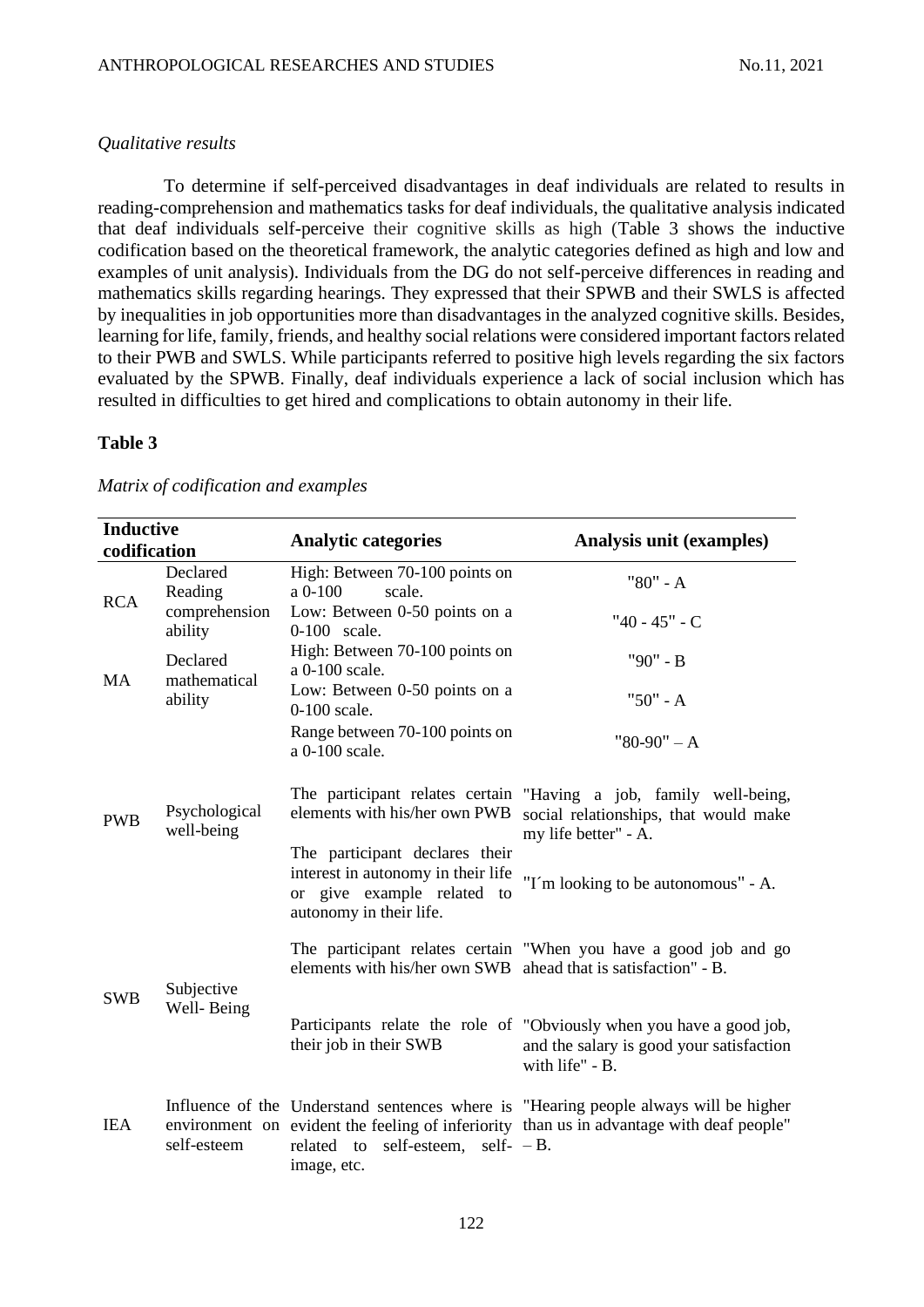*Qualitative results*

To determine if self-perceived disadvantages in deaf individuals are related to results in reading-comprehension and mathematics tasks for deaf individuals, the qualitative analysis indicated that deaf individuals self-perceive their cognitive skills as high (Table 3 shows the inductive codification based on the theoretical framework, the analytic categories defined as high and low and examples of unit analysis). Individuals from the DG do not self-perceive differences in reading and mathematics skills regarding hearings. They expressed that their SPWB and their SWLS is affected by inequalities in job opportunities more than disadvantages in the analyzed cognitive skills. Besides, learning for life, family, friends, and healthy social relations were considered important factors related to their PWB and SWLS. While participants referred to positive high levels regarding the six factors evaluated by the SPWB. Finally, deaf individuals experience a lack of social inclusion which has resulted in difficulties to get hired and complications to obtain autonomy in their life.

**Table 3**

*Matrix of codification and examples*

| Inductive codification | | Analytic categories | Analysis unit (examples) |
|---|---|---|---|
| RCA | Declared Reading comprehension ability | High: Between 70-100 points on a 0-100 scale. | "80" - A |
| | | Low: Between 0-50 points on a 0-100 scale. | "40 - 45" - C |
| MA | Declared mathematical ability | High: Between 70-100 points on a 0-100 scale. | "90" - B |
| | | Low: Between 0-50 points on a 0-100 scale. | "50" - A |
| | | Range between 70-100 points on a 0-100 scale. | "80-90" – A |
| PWB | Psychological well-being | The participant relates certain elements with his/her own PWB | "Having a job, family well-being, social relationships, that would make my life better" - A. |
| | | The participant declares their interest in autonomy in their life or give example related to autonomy in their life. | "I´m looking to be autonomous" - A. |
| SWB | Subjective Well- Being | The participant relates certain elements with his/her own SWB | "When you have a good job and go ahead that is satisfaction" - B. |
| | | Participants relate the role of their job in their SWB | "Obviously when you have a good job, and the salary is good your satisfaction with life" - B. |
| IEA | Influence of the environment on self-esteem | Understand sentences where is evident the feeling of inferiority related to self-esteem, self-image, etc. | "Hearing people always will be higher than us in advantage with deaf people" – B. |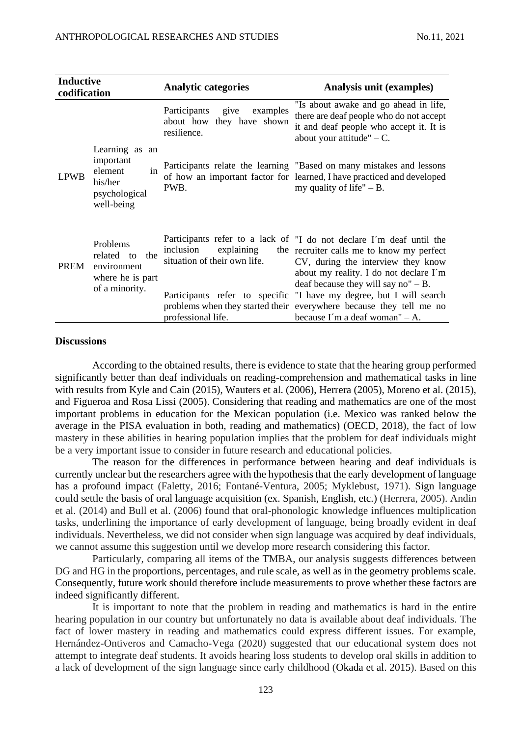| Inductive codification | | Analytic categories | Analysis unit (examples) |
|---|---|---|---|
| LPWB | Learning as an important element in his/her psychological well-being | Participants give examples about how they have shown resilience. | "Is about awake and go ahead in life, there are deaf people who do not accept it and deaf people who accept it. It is about your attitude" – C. |
| | | Participants relate the learning of how an important factor for PWB. | "Based on many mistakes and lessons learned, I have practiced and developed my quality of life" – B. |
| PREM | Problems related to the environment where he is part of a minority. | Participants refer to a lack of inclusion explaining the situation of their own life. | "I do not declare I´m deaf until the recruiter calls me to know my perfect CV, during the interview they know about my reality. I do not declare I´m deaf because they will say no" – B. |
| | | Participants refer to specific problems when they started their professional life. | "I have my degree, but I will search everywhere because they tell me no because I´m a deaf woman" – A. |

## Discussions

According to the obtained results, there is evidence to state that the hearing group performed significantly better than deaf individuals on reading-comprehension and mathematical tasks in line with results from Kyle and Cain (2015), Wauters et al. (2006), Herrera (2005), Moreno et al. (2015), and Figueroa and Rosa Lissi (2005). Considering that reading and mathematics are one of the most important problems in education for the Mexican population (i.e. Mexico was ranked below the average in the PISA evaluation in both, reading and mathematics) (OECD, 2018), the fact of low mastery in these abilities in hearing population implies that the problem for deaf individuals might be a very important issue to consider in future research and educational policies.

The reason for the differences in performance between hearing and deaf individuals is currently unclear but the researchers agree with the hypothesis that the early development of language has a profound impact (Faletty, 2016; Fontané-Ventura, 2005; Myklebust, 1971). Sign language could settle the basis of oral language acquisition (ex. Spanish, English, etc.) (Herrera, 2005). Andin et al. (2014) and Bull et al. (2006) found that oral-phonologic knowledge influences multiplication tasks, underlining the importance of early development of language, being broadly evident in deaf individuals. Nevertheless, we did not consider when sign language was acquired by deaf individuals, we cannot assume this suggestion until we develop more research considering this factor.

Particularly, comparing all items of the TMBA, our analysis suggests differences between DG and HG in the proportions, percentages, and rule scale, as well as in the geometry problems scale. Consequently, future work should therefore include measurements to prove whether these factors are indeed significantly different.

It is important to note that the problem in reading and mathematics is hard in the entire hearing population in our country but unfortunately no data is available about deaf individuals. The fact of lower mastery in reading and mathematics could express different issues. For example, Hernández-Ontiveros and Camacho-Vega (2020) suggested that our educational system does not attempt to integrate deaf students. It avoids hearing loss students to develop oral skills in addition to a lack of development of the sign language since early childhood (Okada et al. 2015). Based on this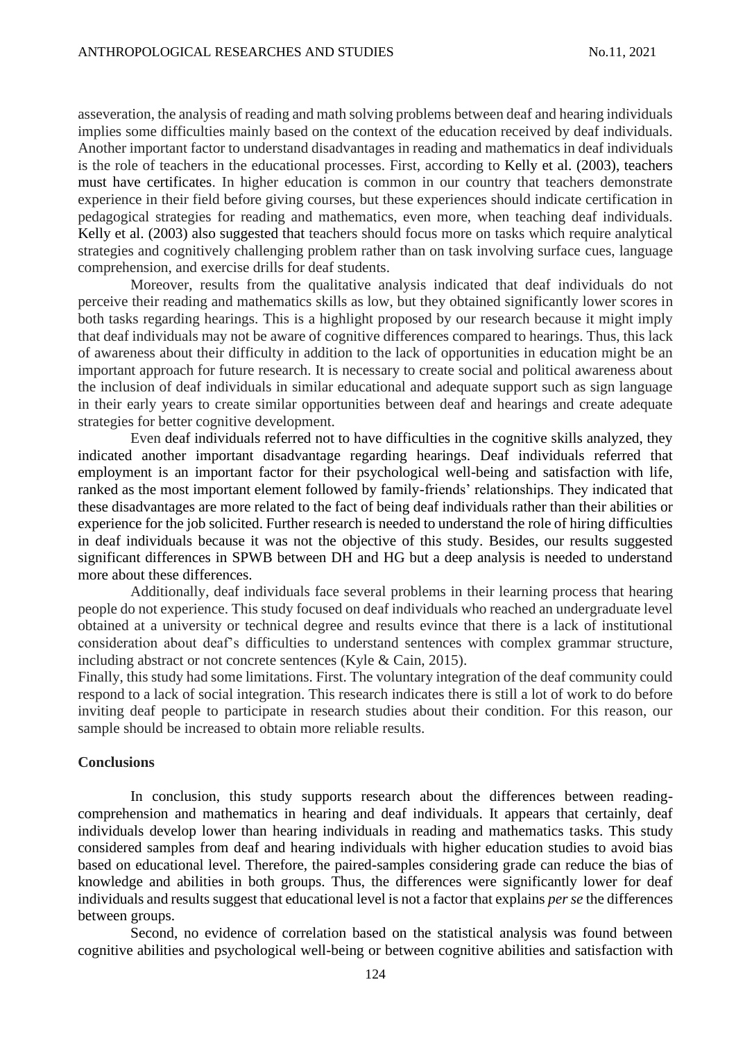asseveration, the analysis of reading and math solving problems between deaf and hearing individuals implies some difficulties mainly based on the context of the education received by deaf individuals. Another important factor to understand disadvantages in reading and mathematics in deaf individuals is the role of teachers in the educational processes. First, according to Kelly et al. (2003), teachers must have certificates. In higher education is common in our country that teachers demonstrate experience in their field before giving courses, but these experiences should indicate certification in pedagogical strategies for reading and mathematics, even more, when teaching deaf individuals. Kelly et al. (2003) also suggested that teachers should focus more on tasks which require analytical strategies and cognitively challenging problem rather than on task involving surface cues, language comprehension, and exercise drills for deaf students.

Moreover, results from the qualitative analysis indicated that deaf individuals do not perceive their reading and mathematics skills as low, but they obtained significantly lower scores in both tasks regarding hearings. This is a highlight proposed by our research because it might imply that deaf individuals may not be aware of cognitive differences compared to hearings. Thus, this lack of awareness about their difficulty in addition to the lack of opportunities in education might be an important approach for future research. It is necessary to create social and political awareness about the inclusion of deaf individuals in similar educational and adequate support such as sign language in their early years to create similar opportunities between deaf and hearings and create adequate strategies for better cognitive development.

Even deaf individuals referred not to have difficulties in the cognitive skills analyzed, they indicated another important disadvantage regarding hearings. Deaf individuals referred that employment is an important factor for their psychological well-being and satisfaction with life, ranked as the most important element followed by family-friends' relationships. They indicated that these disadvantages are more related to the fact of being deaf individuals rather than their abilities or experience for the job solicited. Further research is needed to understand the role of hiring difficulties in deaf individuals because it was not the objective of this study. Besides, our results suggested significant differences in SPWB between DH and HG but a deep analysis is needed to understand more about these differences.

Additionally, deaf individuals face several problems in their learning process that hearing people do not experience. This study focused on deaf individuals who reached an undergraduate level obtained at a university or technical degree and results evince that there is a lack of institutional consideration about deaf's difficulties to understand sentences with complex grammar structure, including abstract or not concrete sentences (Kyle & Cain, 2015).

Finally, this study had some limitations. First. The voluntary integration of the deaf community could respond to a lack of social integration. This research indicates there is still a lot of work to do before inviting deaf people to participate in research studies about their condition. For this reason, our sample should be increased to obtain more reliable results.

## Conclusions

In conclusion, this study supports research about the differences between reading-comprehension and mathematics in hearing and deaf individuals. It appears that certainly, deaf individuals develop lower than hearing individuals in reading and mathematics tasks. This study considered samples from deaf and hearing individuals with higher education studies to avoid bias based on educational level. Therefore, the paired-samples considering grade can reduce the bias of knowledge and abilities in both groups. Thus, the differences were significantly lower for deaf individuals and results suggest that educational level is not a factor that explains *per se* the differences between groups.

Second, no evidence of correlation based on the statistical analysis was found between cognitive abilities and psychological well-being or between cognitive abilities and satisfaction with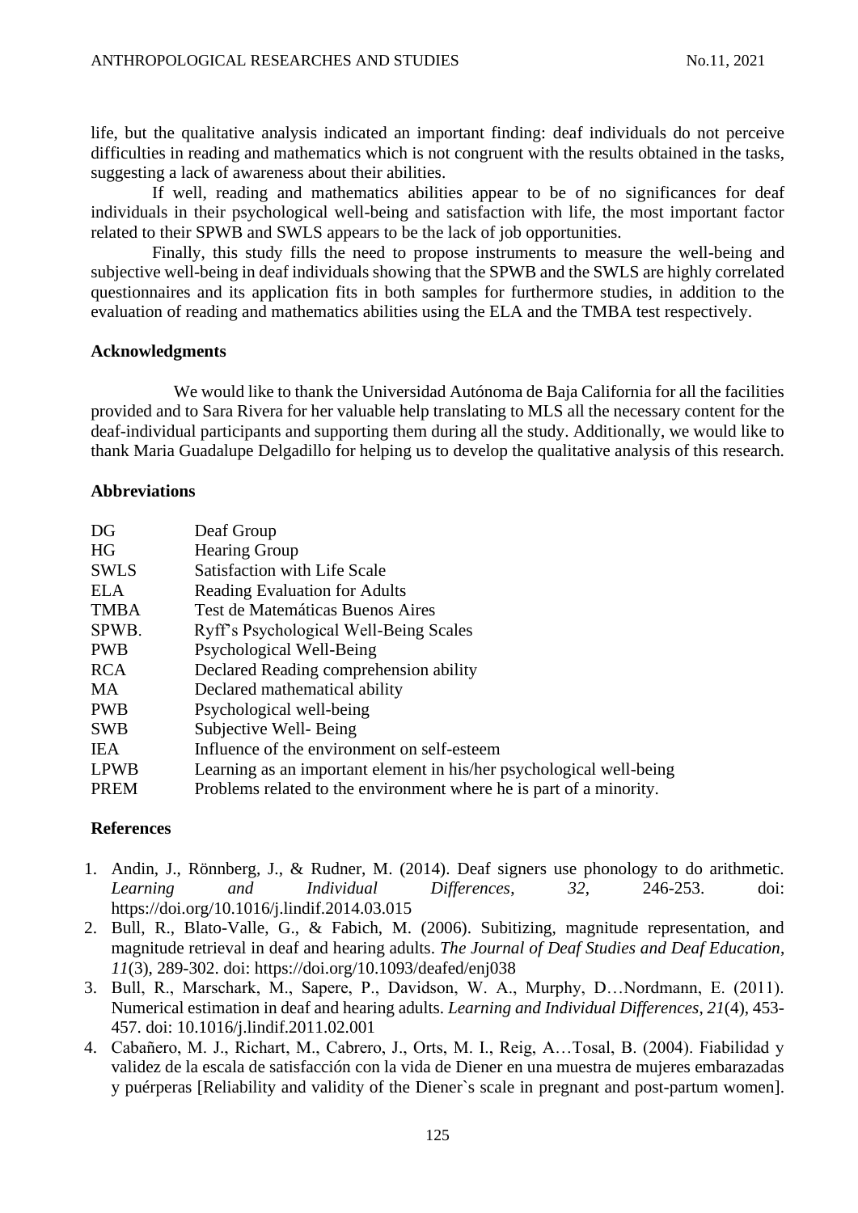life, but the qualitative analysis indicated an important finding: deaf individuals do not perceive difficulties in reading and mathematics which is not congruent with the results obtained in the tasks, suggesting a lack of awareness about their abilities.

If well, reading and mathematics abilities appear to be of no significances for deaf individuals in their psychological well-being and satisfaction with life, the most important factor related to their SPWB and SWLS appears to be the lack of job opportunities.

Finally, this study fills the need to propose instruments to measure the well-being and subjective well-being in deaf individuals showing that the SPWB and the SWLS are highly correlated questionnaires and its application fits in both samples for furthermore studies, in addition to the evaluation of reading and mathematics abilities using the ELA and the TMBA test respectively.

**Acknowledgments**

We would like to thank the Universidad Autónoma de Baja California for all the facilities provided and to Sara Rivera for her valuable help translating to MLS all the necessary content for the deaf-individual participants and supporting them during all the study. Additionally, we would like to thank Maria Guadalupe Delgadillo for helping us to develop the qualitative analysis of this research.

**Abbreviations**

| | |
|---|---|
| DG | Deaf Group |
| HG | Hearing Group |
| SWLS | Satisfaction with Life Scale |
| ELA | Reading Evaluation for Adults |
| TMBA | Test de Matemáticas Buenos Aires |
| SPWB. | Ryff's Psychological Well-Being Scales |
| PWB | Psychological Well-Being |
| RCA | Declared Reading comprehension ability |
| MA | Declared mathematical ability |
| PWB | Psychological well-being |
| SWB | Subjective Well- Being |
| IEA | Influence of the environment on self-esteem |
| LPWB | Learning as an important element in his/her psychological well-being |
| PREM | Problems related to the environment where he is part of a minority. |

**References**

1. Andin, J., Rönnberg, J., & Rudner, M. (2014). Deaf signers use phonology to do arithmetic. *Learning and Individual Differences*, *32*, 246-253. doi: https://doi.org/10.1016/j.lindif.2014.03.015
2. Bull, R., Blato-Valle, G., & Fabich, M. (2006). Subitizing, magnitude representation, and magnitude retrieval in deaf and hearing adults. *The Journal of Deaf Studies and Deaf Education*, *11*(3), 289-302. doi: https://doi.org/10.1093/deafed/enj038
3. Bull, R., Marschark, M., Sapere, P., Davidson, W. A., Murphy, D…Nordmann, E. (2011). Numerical estimation in deaf and hearing adults. *Learning and Individual Differences*, *21*(4), 453-457. doi: 10.1016/j.lindif.2011.02.001
4. Cabañero, M. J., Richart, M., Cabrero, J., Orts, M. I., Reig, A…Tosal, B. (2004). Fiabilidad y validez de la escala de satisfacción con la vida de Diener en una muestra de mujeres embarazadas y puérperas [Reliability and validity of the Diener`s scale in pregnant and post-partum women].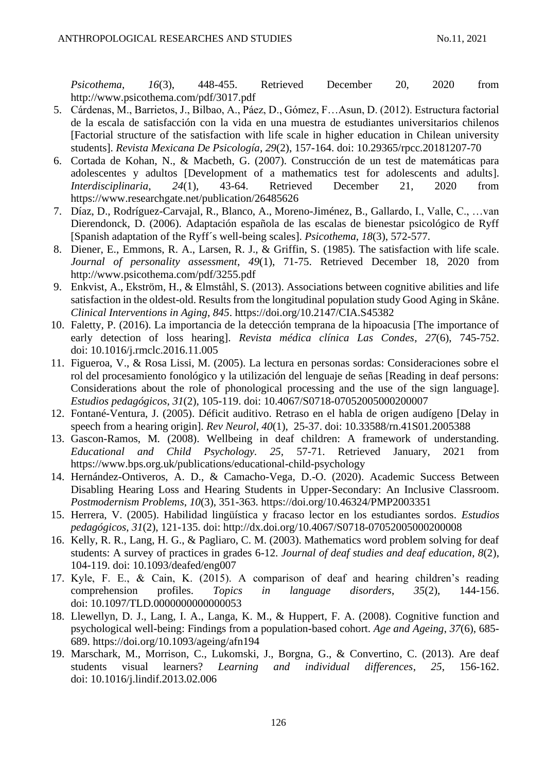*Psicothema*, *16*(3), 448-455. Retrieved December 20, 2020 from http://www.psicothema.com/pdf/3017.pdf

5. Cárdenas, M., Barrietos, J., Bilbao, A., Páez, D., Gómez, F…Asun, D. (2012). Estructura factorial de la escala de satisfacción con la vida en una muestra de estudiantes universitarios chilenos [Factorial structure of the satisfaction with life scale in higher education in Chilean university students]. *Revista Mexicana De Psicología*, *29*(2), 157-164. doi: 10.29365/rpcc.20181207-70
6. Cortada de Kohan, N., & Macbeth, G. (2007). Construcción de un test de matemáticas para adolescentes y adultos [Development of a mathematics test for adolescents and adults]. *Interdisciplinaria*, *24*(1), 43-64. Retrieved December 21, 2020 from https://www.researchgate.net/publication/26485626
7. Díaz, D., Rodríguez-Carvajal, R., Blanco, A., Moreno-Jiménez, B., Gallardo, I., Valle, C., …van Dierendonck, D. (2006). Adaptación española de las escalas de bienestar psicológico de Ryff [Spanish adaptation of the Ryff´s well-being scales]. *Psicothema*, *18*(3), 572-577.
8. Diener, E., Emmons, R. A., Larsen, R. J., & Griffin, S. (1985). The satisfaction with life scale. *Journal of personality assessment*, *49*(1), 71-75. Retrieved December 18, 2020 from http://www.psicothema.com/pdf/3255.pdf
9. Enkvist, A., Ekström, H., & Elmståhl, S. (2013). Associations between cognitive abilities and life satisfaction in the oldest-old. Results from the longitudinal population study Good Aging in Skåne. *Clinical Interventions in Aging*, *845*. https://doi.org/10.2147/CIA.S45382
10. Faletty, P. (2016). La importancia de la detección temprana de la hipoacusia [The importance of early detection of loss hearing]. *Revista médica clínica Las Condes*, *27*(6), 745-752. doi: 10.1016/j.rmclc.2016.11.005
11. Figueroa, V., & Rosa Lissi, M. (2005). La lectura en personas sordas: Consideraciones sobre el rol del procesamiento fonológico y la utilización del lenguaje de señas [Reading in deaf persons: Considerations about the role of phonological processing and the use of the sign language]. *Estudios pedagógicos*, *31*(2), 105-119. doi: 10.4067/S0718-07052005000200007
12. Fontané-Ventura, J. (2005). Déficit auditivo. Retraso en el habla de origen audígeno [Delay in speech from a hearing origin]. *Rev Neurol*, *40*(1), 25-37. doi: 10.33588/rn.41S01.2005388
13. Gascon-Ramos, M. (2008). Wellbeing in deaf children: A framework of understanding. *Educational and Child Psychology. 25*, 57-71. Retrieved January, 2021 from https://www.bps.org.uk/publications/educational-child-psychology
14. Hernández-Ontiveros, A. D., & Camacho-Vega, D.-O. (2020). Academic Success Between Disabling Hearing Loss and Hearing Students in Upper-Secondary: An Inclusive Classroom. *Postmodernism Problems*, *10*(3), 351-363. https://doi.org/10.46324/PMP2003351
15. Herrera, V. (2005). Habilidad lingüística y fracaso lector en los estudiantes sordos. *Estudios pedagógicos*, *31*(2), 121-135. doi: http://dx.doi.org/10.4067/S0718-07052005000200008
16. Kelly, R. R., Lang, H. G., & Pagliaro, C. M. (2003). Mathematics word problem solving for deaf students: A survey of practices in grades 6-12. *Journal of deaf studies and deaf education*, *8*(2), 104-119. doi: 10.1093/deafed/eng007
17. Kyle, F. E., & Cain, K. (2015). A comparison of deaf and hearing children's reading comprehension profiles. *Topics in language disorders*, *35*(2), 144-156. doi: 10.1097/TLD.0000000000000053
18. Llewellyn, D. J., Lang, I. A., Langa, K. M., & Huppert, F. A. (2008). Cognitive function and psychological well-being: Findings from a population-based cohort. *Age and Ageing*, *37*(6), 685-689. https://doi.org/10.1093/ageing/afn194
19. Marschark, M., Morrison, C., Lukomski, J., Borgna, G., & Convertino, C. (2013). Are deaf students visual learners? *Learning and individual differences*, *25*, 156-162. doi: 10.1016/j.lindif.2013.02.006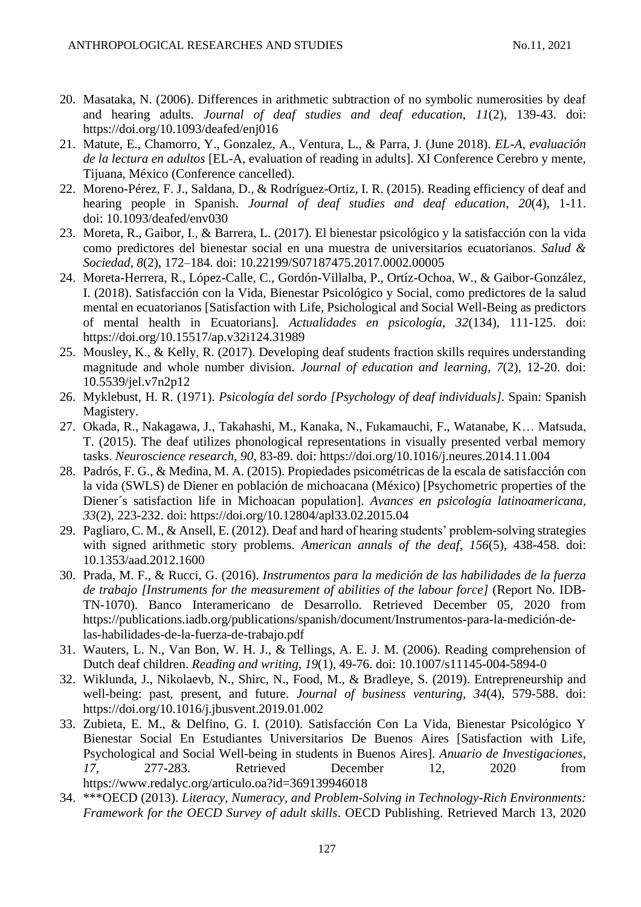20. Masataka, N. (2006). Differences in arithmetic subtraction of no symbolic numerosities by deaf and hearing adults. *Journal of deaf studies and deaf education*, *11*(2), 139-43. doi: https://doi.org/10.1093/deafed/enj016
21. Matute, E., Chamorro, Y., Gonzalez, A., Ventura, L., & Parra, J. (June 2018). *EL-A, evaluación de la lectura en adultos* [EL-A, evaluation of reading in adults]. XI Conference Cerebro y mente, Tijuana, México (Conference cancelled).
22. Moreno-Pérez, F. J., Saldana, D., & Rodríguez-Ortiz, I. R. (2015). Reading efficiency of deaf and hearing people in Spanish. *Journal of deaf studies and deaf education*, *20*(4), 1-11. doi: 10.1093/deafed/env030
23. Moreta, R., Gaibor, I., & Barrera, L. (2017). El bienestar psicológico y la satisfacción con la vida como predictores del bienestar social en una muestra de universitarios ecuatorianos. *Salud & Sociedad*, *8*(2), 172–184. doi: 10.22199/S07187475.2017.0002.00005
24. Moreta-Herrera, R., López-Calle, C., Gordón-Villalba, P., Ortíz-Ochoa, W., & Gaibor-González, I. (2018). Satisfacción con la Vida, Bienestar Psicológico y Social, como predictores de la salud mental en ecuatorianos [Satisfaction with Life, Psichological and Social Well-Being as predictors of mental health in Ecuatorians]. *Actualidades en psicología*, *32*(134), 111-125. doi: https://doi.org/10.15517/ap.v32i124.31989
25. Mousley, K., & Kelly, R. (2017). Developing deaf students fraction skills requires understanding magnitude and whole number division. *Journal of education and learning*, *7*(2), 12-20. doi: 10.5539/jel.v7n2p12
26. Myklebust, H. R. (1971). *Psicología del sordo [Psychology of deaf individuals]*. Spain: Spanish Magistery.
27. Okada, R., Nakagawa, J., Takahashi, M., Kanaka, N., Fukamauchi, F., Watanabe, K… Matsuda, T. (2015). The deaf utilizes phonological representations in visually presented verbal memory tasks. *Neuroscience research*, *90*, 83-89. doi: https://doi.org/10.1016/j.neures.2014.11.004
28. Padrós, F. G., & Medina, M. A. (2015). Propiedades psicométricas de la escala de satisfacción con la vida (SWLS) de Diener en población de michoacana (México) [Psychometric properties of the Diener´s satisfaction life in Michoacan population]. *Avances en psicología latinoamericana*, *33*(2), 223-232. doi: https://doi.org/10.12804/apl33.02.2015.04
29. Pagliaro, C. M., & Ansell, E. (2012). Deaf and hard of hearing students' problem-solving strategies with signed arithmetic story problems. *American annals of the deaf*, *156*(5), 438-458. doi: 10.1353/aad.2012.1600
30. Prada, M. F., & Rucci, G. (2016). *Instrumentos para la medición de las habilidades de la fuerza de trabajo [Instruments for the measurement of abilities of the labour force]* (Report No. IDB-TN-1070). Banco Interamericano de Desarrollo. Retrieved December 05, 2020 from https://publications.iadb.org/publications/spanish/document/Instrumentos-para-la-medición-de-las-habilidades-de-la-fuerza-de-trabajo.pdf
31. Wauters, L. N., Van Bon, W. H. J., & Tellings, A. E. J. M. (2006). Reading comprehension of Dutch deaf children. *Reading and writing*, *19*(1), 49-76. doi: 10.1007/s11145-004-5894-0
32. Wiklunda, J., Nikolaevb, N., Shirc, N., Food, M., & Bradleye, S. (2019). Entrepreneurship and well-being: past, present, and future. *Journal of business venturing*, *34*(4), 579-588. doi: https://doi.org/10.1016/j.jbusvent.2019.01.002
33. Zubieta, E. M., & Delfino, G. I. (2010). Satisfacción Con La Vida, Bienestar Psicológico Y Bienestar Social En Estudiantes Universitarios De Buenos Aires [Satisfaction with Life, Psychological and Social Well-being in students in Buenos Aires]. *Anuario de Investigaciones*, *17*, 277-283. Retrieved December 12, 2020 from https://www.redalyc.org/articulo.oa?id=369139946018
34. ***OECD (2013). *Literacy, Numeracy, and Problem-Solving in Technology-Rich Environments: Framework for the OECD Survey of adult skills*. OECD Publishing. Retrieved March 13, 2020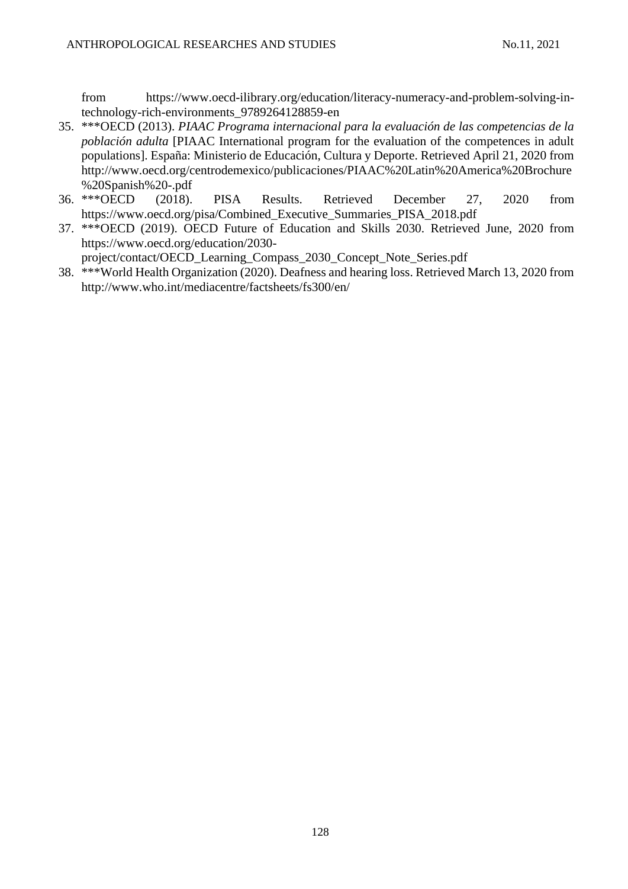from https://www.oecd-ilibrary.org/education/literacy-numeracy-and-problem-solving-in-technology-rich-environments_9789264128859-en

35. ***OECD (2013). *PIAAC Programa internacional para la evaluación de las competencias de la población adulta* [PIAAC International program for the evaluation of the competences in adult populations]. España: Ministerio de Educación, Cultura y Deporte. Retrieved April 21, 2020 from http://www.oecd.org/centrodemexico/publicaciones/PIAAC%20Latin%20America%20Brochure%20Spanish%20-.pdf
36. ***OECD (2018). PISA Results. Retrieved December 27, 2020 from https://www.oecd.org/pisa/Combined_Executive_Summaries_PISA_2018.pdf
37. ***OECD (2019). OECD Future of Education and Skills 2030. Retrieved June, 2020 from https://www.oecd.org/education/2030-project/contact/OECD_Learning_Compass_2030_Concept_Note_Series.pdf
38. ***World Health Organization (2020). Deafness and hearing loss. Retrieved March 13, 2020 from http://www.who.int/mediacentre/factsheets/fs300/en/